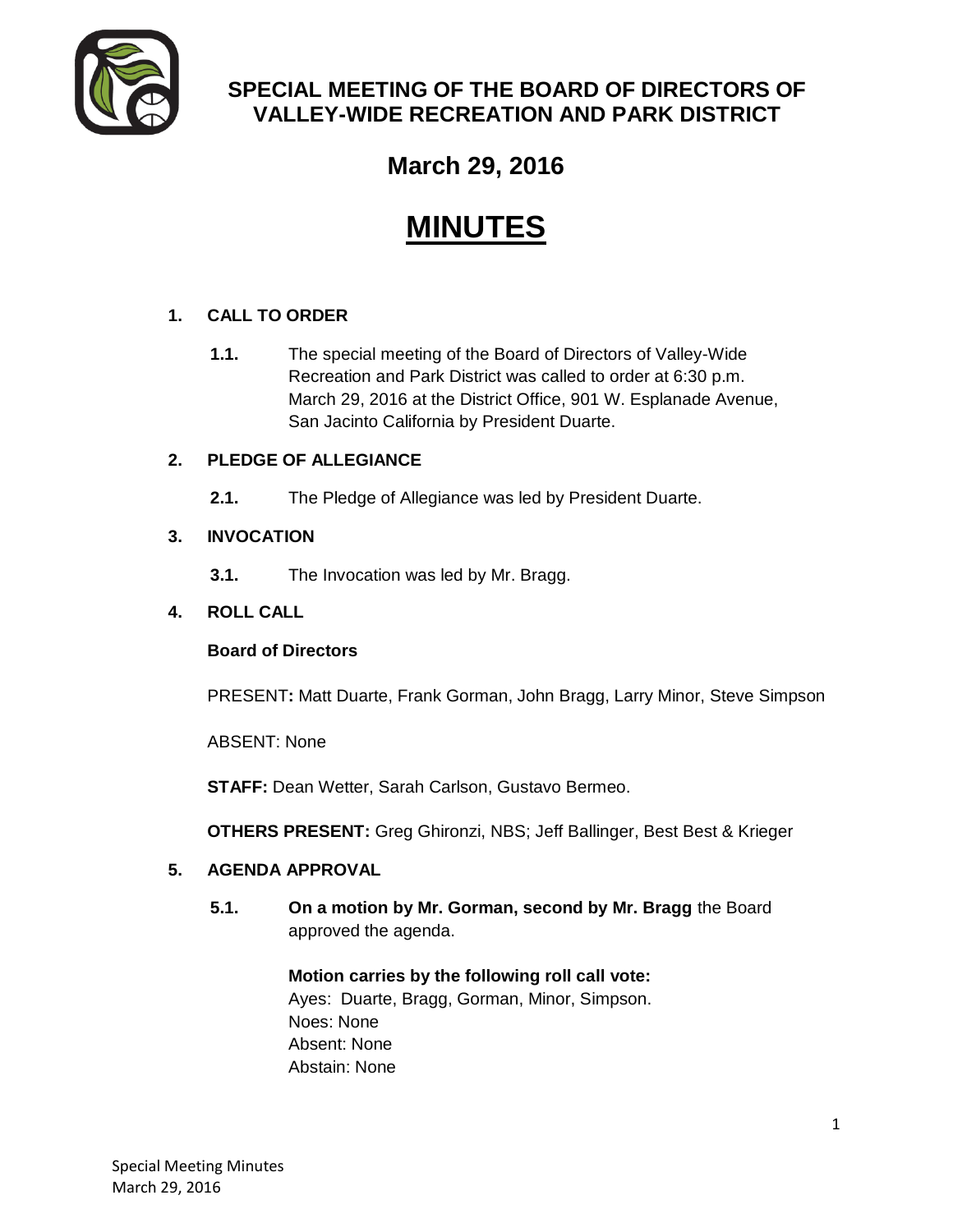# SPECIAL MEETING OF THE BOARD OF DIRECTORS OF VALLEY-WIDE RECREATION AND PARK DISTRICT

## March 29, 2016

# MINUTES

**1. CALL TO ORDER**

**1.1.** The special meeting of the Board of Directors of Valley-Wide Recreation and Park District was called to order at 6:30 p.m. March 29, 2016 at the District Office, 901 W. Esplanade Avenue, San Jacinto California by President Duarte.

**2. PLEDGE OF ALLEGIANCE**

**2.1.** The Pledge of Allegiance was led by President Duarte.

**3. INVOCATION**

**3.1.** The Invocation was led by Mr. Bragg.

**4. ROLL CALL**

**Board of Directors**

PRESENT**:** Matt Duarte, Frank Gorman, John Bragg, Larry Minor, Steve Simpson

ABSENT: None

**STAFF:** Dean Wetter, Sarah Carlson, Gustavo Bermeo.

**OTHERS PRESENT:** Greg Ghironzi, NBS; Jeff Ballinger, Best Best & Krieger

**5. AGENDA APPROVAL**

**5.1.** **On a motion by Mr. Gorman, second by Mr. Bragg** the Board approved the agenda.

**Motion carries by the following roll call vote:**
Ayes: Duarte, Bragg, Gorman, Minor, Simpson.
Noes: None
Absent: None
Abstain: None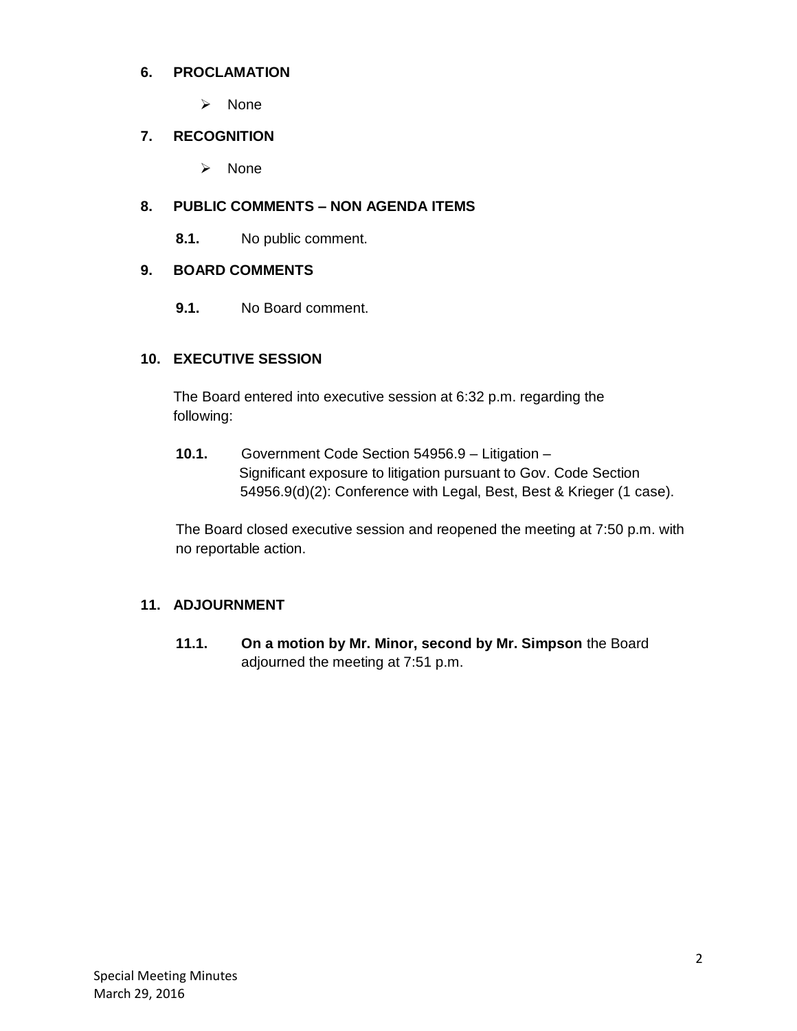## 6. PROCLAMATION

- None

## 7. RECOGNITION

- None

## 8. PUBLIC COMMENTS – NON AGENDA ITEMS

**8.1.** No public comment.

## 9. BOARD COMMENTS

**9.1.** No Board comment.

## 10. EXECUTIVE SESSION

The Board entered into executive session at 6:32 p.m. regarding the following:

**10.1.** Government Code Section 54956.9 – Litigation – Significant exposure to litigation pursuant to Gov. Code Section 54956.9(d)(2): Conference with Legal, Best, Best & Krieger (1 case).

The Board closed executive session and reopened the meeting at 7:50 p.m. with no reportable action.

## 11. ADJOURNMENT

**11.1.** **On a motion by Mr. Minor, second by Mr. Simpson** the Board adjourned the meeting at 7:51 p.m.